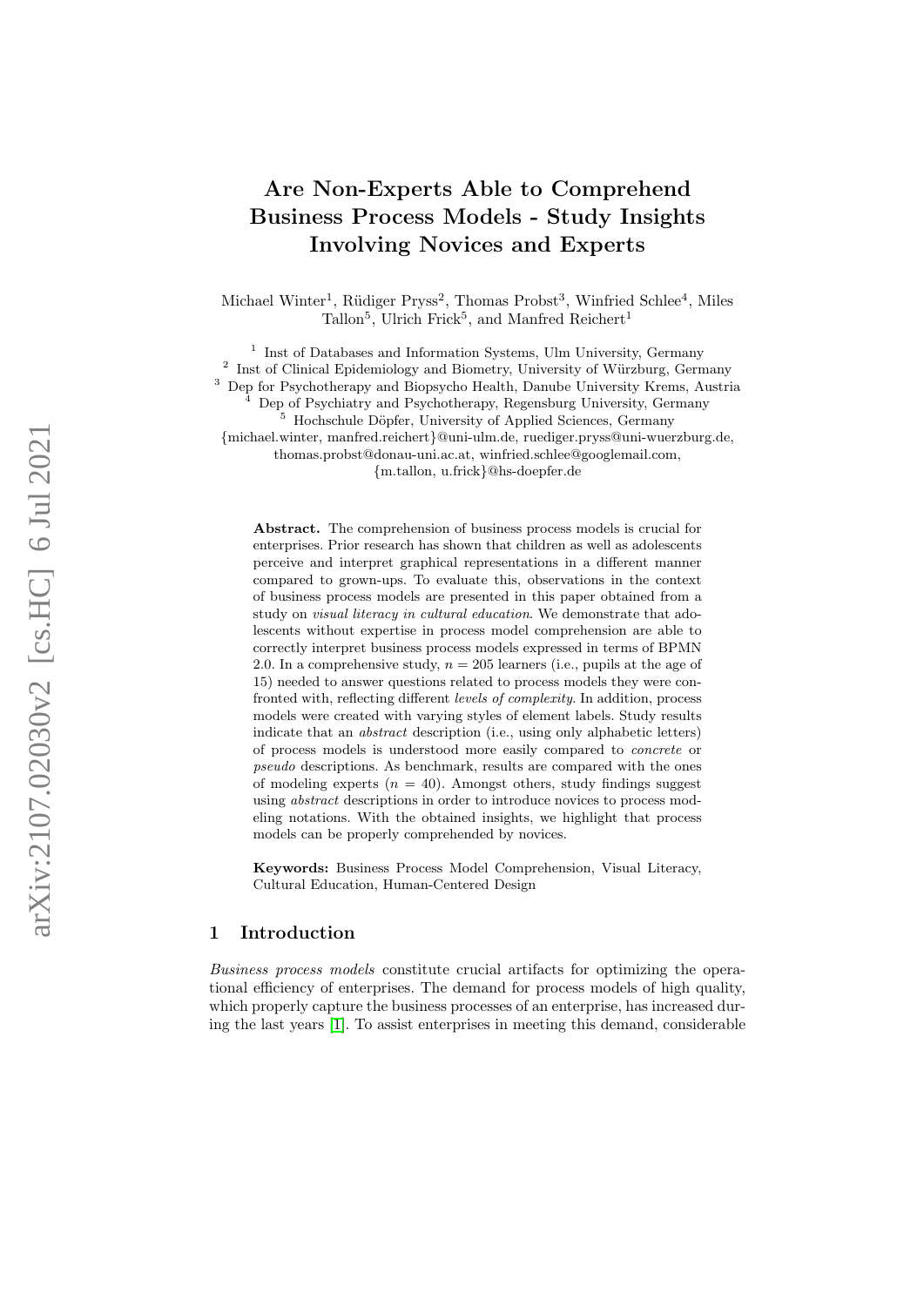# Are Non-Experts Able to Comprehend Business Process Models - Study Insights Involving Novices and Experts

Michael Winter[1], Rüdiger Pryss[2], Thomas Probst[3], Winfried Schlee[4], Miles Tallon[5], Ulrich Frick[5], and Manfred Reichert[1]

[1] Inst of Databases and Information Systems, Ulm University, Germany
[2] Inst of Clinical Epidemiology and Biometry, University of Würzburg, Germany
[3] Dep for Psychotherapy and Biopsycho Health, Danube University Krems, Austria
[4] Dep of Psychiatry and Psychotherapy, Regensburg University, Germany
[5] Hochschule Döpfer, University of Applied Sciences, Germany

{michael.winter, manfred.reichert}@uni-ulm.de, ruediger.pryss@uni-wuerzburg.de, thomas.probst@donau-uni.ac.at, winfried.schlee@googlemail.com, {m.tallon, u.frick}@hs-doepfer.de

**Abstract.** The comprehension of business process models is crucial for enterprises. Prior research has shown that children as well as adolescents perceive and interpret graphical representations in a different manner compared to grown-ups. To evaluate this, observations in the context of business process models are presented in this paper obtained from a study on *visual literacy in cultural education*. We demonstrate that adolescents without expertise in process model comprehension are able to correctly interpret business process models expressed in terms of BPMN 2.0. In a comprehensive study, $n = 205$ learners (i.e., pupils at the age of 15) needed to answer questions related to process models they were confronted with, reflecting different *levels of complexity*. In addition, process models were created with varying styles of element labels. Study results indicate that an *abstract* description (i.e., using only alphabetic letters) of process models is understood more easily compared to *concrete* or *pseudo* descriptions. As benchmark, results are compared with the ones of modeling experts ($n = 40$). Amongst others, study findings suggest using *abstract* descriptions in order to introduce novices to process modeling notations. With the obtained insights, we highlight that process models can be properly comprehended by novices.

**Keywords:** Business Process Model Comprehension, Visual Literacy, Cultural Education, Human-Centered Design

## 1 Introduction

*Business process models* constitute crucial artifacts for optimizing the operational efficiency of enterprises. The demand for process models of high quality, which properly capture the business processes of an enterprise, has increased during the last years [1]. To assist enterprises in meeting this demand, considerable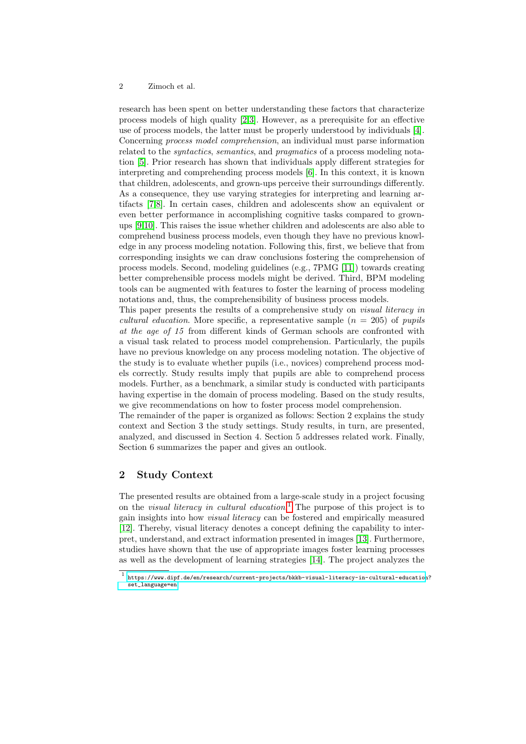research has been spent on better understanding these factors that characterize process models of high quality [2,3]. However, as a prerequisite for an effective use of process models, the latter must be properly understood by individuals [4]. Concerning *process model comprehension*, an individual must parse information related to the *syntactics*, *semantics*, and *pragmatics* of a process modeling notation [5]. Prior research has shown that individuals apply different strategies for interpreting and comprehending process models [6]. In this context, it is known that children, adolescents, and grown-ups perceive their surroundings differently. As a consequence, they use varying strategies for interpreting and learning artifacts [7,8]. In certain cases, children and adolescents show an equivalent or even better performance in accomplishing cognitive tasks compared to grown-ups [9,10]. This raises the issue whether children and adolescents are also able to comprehend business process models, even though they have no previous knowledge in any process modeling notation. Following this, first, we believe that from corresponding insights we can draw conclusions fostering the comprehension of process models. Second, modeling guidelines (e.g., 7PMG [11]) towards creating better comprehensible process models might be derived. Third, BPM modeling tools can be augmented with features to foster the learning of process modeling notations and, thus, the comprehensibility of business process models.

This paper presents the results of a comprehensive study on *visual literacy in cultural education*. More specific, a representative sample ($n = 205$) of *pupils at the age of 15* from different kinds of German schools are confronted with a visual task related to process model comprehension. Particularly, the pupils have no previous knowledge on any process modeling notation. The objective of the study is to evaluate whether pupils (i.e., novices) comprehend process models correctly. Study results imply that pupils are able to comprehend process models. Further, as a benchmark, a similar study is conducted with participants having expertise in the domain of process modeling. Based on the study results, we give recommendations on how to foster process model comprehension.

The remainder of the paper is organized as follows: Section 2 explains the study context and Section 3 the study settings. Study results, in turn, are presented, analyzed, and discussed in Section 4. Section 5 addresses related work. Finally, Section 6 summarizes the paper and gives an outlook.

## 2 Study Context

The presented results are obtained from a large-scale study in a project focusing on the *visual literacy in cultural education*.[1] The purpose of this project is to gain insights into how *visual literacy* can be fostered and empirically measured [12]. Thereby, visual literacy denotes a concept defining the capability to interpret, understand, and extract information presented in images [13]. Furthermore, studies have shown that the use of appropriate images foster learning processes as well as the development of learning strategies [14]. The project analyzes the

[1] https://www.dipf.de/en/research/current-projects/bkkb-visual-literacy-in-cultural-education?set_language=en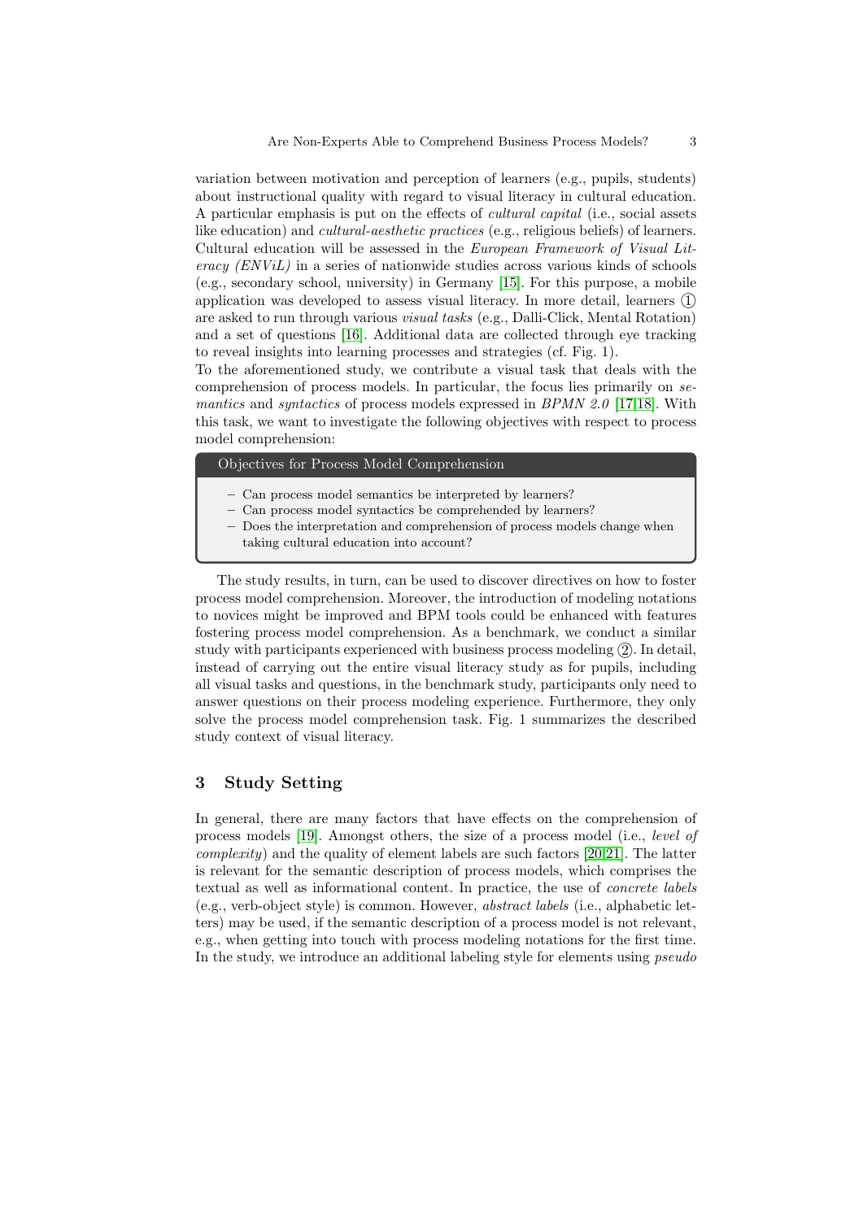variation between motivation and perception of learners (e.g., pupils, students) about instructional quality with regard to visual literacy in cultural education. A particular emphasis is put on the effects of *cultural capital* (i.e., social assets like education) and *cultural-aesthetic practices* (e.g., religious beliefs) of learners. Cultural education will be assessed in the *European Framework of Visual Literacy (ENViL)* in a series of nationwide studies across various kinds of schools (e.g., secondary school, university) in Germany [15]. For this purpose, a mobile application was developed to assess visual literacy. In more detail, learners ① are asked to run through various *visual tasks* (e.g., Dalli-Click, Mental Rotation) and a set of questions [16]. Additional data are collected through eye tracking to reveal insights into learning processes and strategies (cf. Fig. 1).

To the aforementioned study, we contribute a visual task that deals with the comprehension of process models. In particular, the focus lies primarily on *semantics* and *syntactics* of process models expressed in *BPMN 2.0* [17,18]. With this task, we want to investigate the following objectives with respect to process model comprehension:

**Objectives for Process Model Comprehension**

- Can process model semantics be interpreted by learners?
- Can process model syntactics be comprehended by learners?
- Does the interpretation and comprehension of process models change when taking cultural education into account?

The study results, in turn, can be used to discover directives on how to foster process model comprehension. Moreover, the introduction of modeling notations to novices might be improved and BPM tools could be enhanced with features fostering process model comprehension. As a benchmark, we conduct a similar study with participants experienced with business process modeling ②. In detail, instead of carrying out the entire visual literacy study as for pupils, including all visual tasks and questions, in the benchmark study, participants only need to answer questions on their process modeling experience. Furthermore, they only solve the process model comprehension task. Fig. 1 summarizes the described study context of visual literacy.

## 3 Study Setting

In general, there are many factors that have effects on the comprehension of process models [19]. Amongst others, the size of a process model (i.e., *level of complexity*) and the quality of element labels are such factors [20,21]. The latter is relevant for the semantic description of process models, which comprises the textual as well as informational content. In practice, the use of *concrete labels* (e.g., verb-object style) is common. However, *abstract labels* (i.e., alphabetic letters) may be used, if the semantic description of a process model is not relevant, e.g., when getting into touch with process modeling notations for the first time. In the study, we introduce an additional labeling style for elements using *pseudo*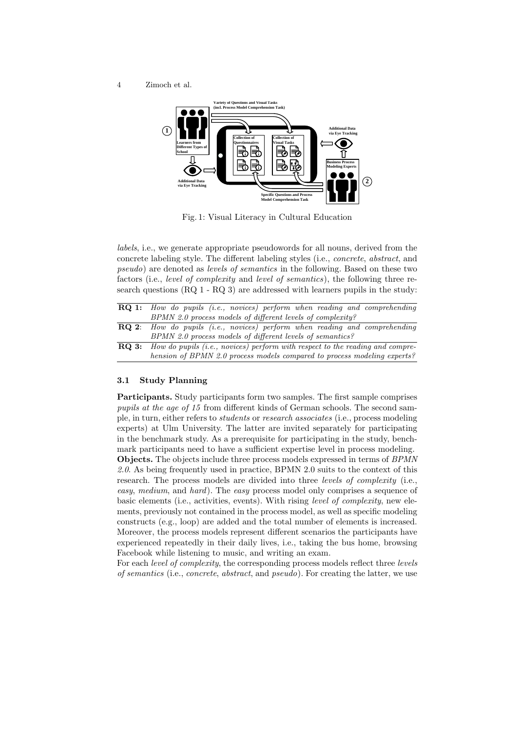Fig. 1: Visual Literacy in Cultural Education

*labels*, i.e., we generate appropriate pseudowords for all nouns, derived from the concrete labeling style. The different labeling styles (i.e., *concrete*, *abstract*, and *pseudo*) are denoted as *levels of semantics* in the following. Based on these two factors (i.e., *level of complexity* and *level of semantics*), the following three research questions (RQ 1 - RQ 3) are addressed with learners pupils in the study:

| | |
|---|---|
| **RQ 1:** | *How do pupils (i.e., novices) perform when reading and comprehending BPMN 2.0 process models of different levels of complexity?* |
| **RQ 2**: | *How do pupils (i.e., novices) perform when reading and comprehending BPMN 2.0 process models of different levels of semantics?* |
| **RQ 3:** | *How do pupils (i.e., novices) perform with respect to the reading and comprehension of BPMN 2.0 process models compared to process modeling experts?* |

### 3.1 Study Planning

**Participants.** Study participants form two samples. The first sample comprises *pupils at the age of 15* from different kinds of German schools. The second sample, in turn, either refers to *students* or *research associates* (i.e., process modeling experts) at Ulm University. The latter are invited separately for participating in the benchmark study. As a prerequisite for participating in the study, benchmark participants need to have a sufficient expertise level in process modeling.

**Objects.** The objects include three process models expressed in terms of *BPMN 2.0*. As being frequently used in practice, BPMN 2.0 suits to the context of this research. The process models are divided into three *levels of complexity* (i.e., *easy*, *medium*, and *hard*). The *easy* process model only comprises a sequence of basic elements (i.e., activities, events). With rising *level of complexity*, new elements, previously not contained in the process model, as well as specific modeling constructs (e.g., loop) are added and the total number of elements is increased. Moreover, the process models represent different scenarios the participants have experienced repeatedly in their daily lives, i.e., taking the bus home, browsing Facebook while listening to music, and writing an exam.

For each *level of complexity*, the corresponding process models reflect three *levels of semantics* (i.e., *concrete*, *abstract*, and *pseudo*). For creating the latter, we use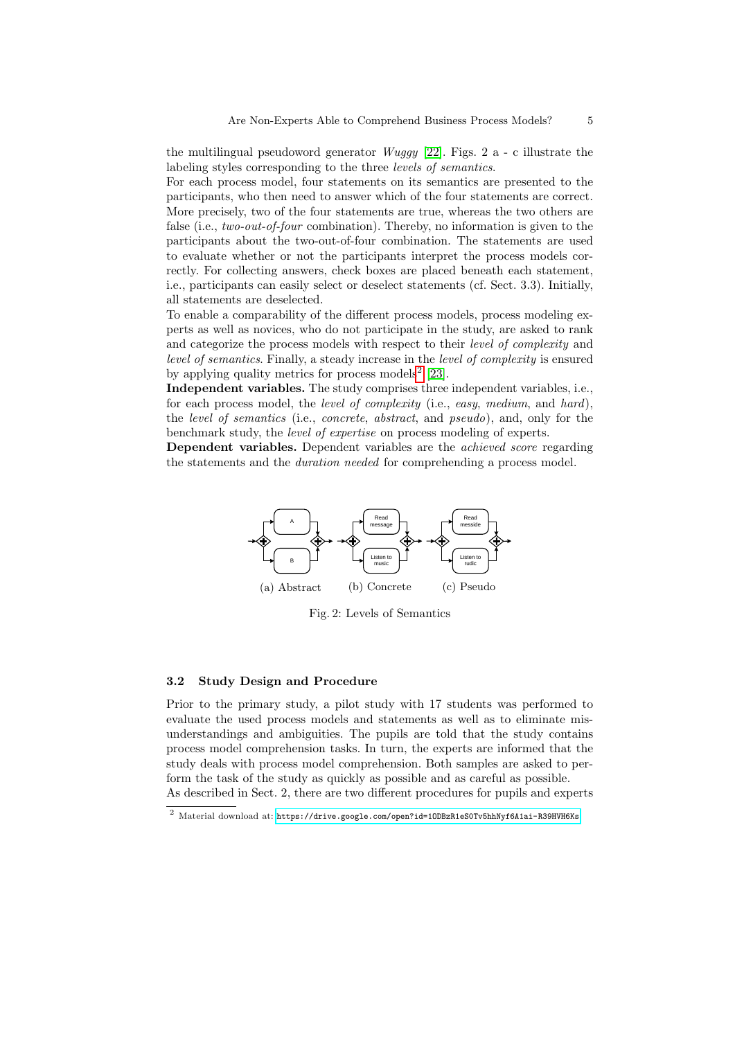the multilingual pseudoword generator *Wuggy* [22]. Figs. 2 a - c illustrate the labeling styles corresponding to the three *levels of semantics*.

For each process model, four statements on its semantics are presented to the participants, who then need to answer which of the four statements are correct. More precisely, two of the four statements are true, whereas the two others are false (i.e., *two-out-of-four* combination). Thereby, no information is given to the participants about the two-out-of-four combination. The statements are used to evaluate whether or not the participants interpret the process models correctly. For collecting answers, check boxes are placed beneath each statement, i.e., participants can easily select or deselect statements (cf. Sect. 3.3). Initially, all statements are deselected.

To enable a comparability of the different process models, process modeling experts as well as novices, who do not participate in the study, are asked to rank and categorize the process models with respect to their *level of complexity* and *level of semantics*. Finally, a steady increase in the *level of complexity* is ensured by applying quality metrics for process models[2] [23].

**Independent variables.** The study comprises three independent variables, i.e., for each process model, the *level of complexity* (i.e., *easy*, *medium*, and *hard*), the *level of semantics* (i.e., *concrete*, *abstract*, and *pseudo*), and, only for the benchmark study, the *level of expertise* on process modeling of experts.

**Dependent variables.** Dependent variables are the *achieved score* regarding the statements and the *duration needed* for comprehending a process model.

(a) Abstract (b) Concrete (c) Pseudo

Fig. 2: Levels of Semantics

### 3.2 Study Design and Procedure

Prior to the primary study, a pilot study with 17 students was performed to evaluate the used process models and statements as well as to eliminate misunderstandings and ambiguities. The pupils are told that the study contains process model comprehension tasks. In turn, the experts are informed that the study deals with process model comprehension. Both samples are asked to perform the task of the study as quickly as possible and as careful as possible.

As described in Sect. 2, there are two different procedures for pupils and experts

[2] Material download at: https://drive.google.com/open?id=1ODBzR1eSOTv5hhNyf6A1ai-R39HVH6Ks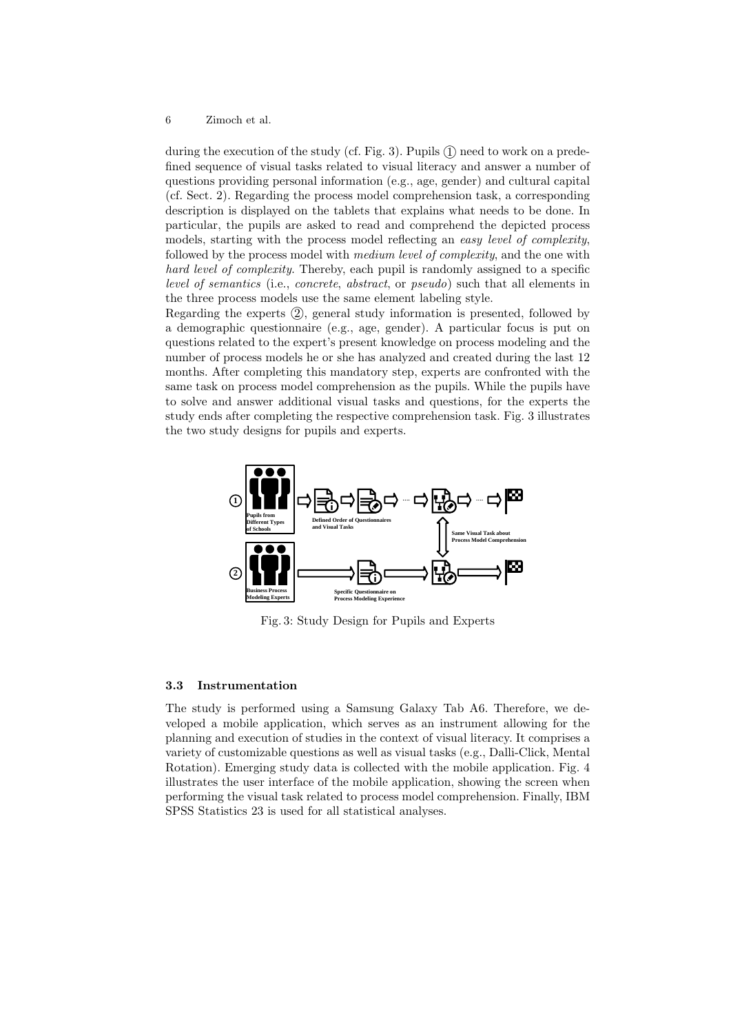during the execution of the study (cf. Fig. 3). Pupils ① need to work on a predefined sequence of visual tasks related to visual literacy and answer a number of questions providing personal information (e.g., age, gender) and cultural capital (cf. Sect. 2). Regarding the process model comprehension task, a corresponding description is displayed on the tablets that explains what needs to be done. In particular, the pupils are asked to read and comprehend the depicted process models, starting with the process model reflecting an *easy level of complexity*, followed by the process model with *medium level of complexity*, and the one with *hard level of complexity*. Thereby, each pupil is randomly assigned to a specific *level of semantics* (i.e., *concrete*, *abstract*, or *pseudo*) such that all elements in the three process models use the same element labeling style.

Regarding the experts ②, general study information is presented, followed by a demographic questionnaire (e.g., age, gender). A particular focus is put on questions related to the expert's present knowledge on process modeling and the number of process models he or she has analyzed and created during the last 12 months. After completing this mandatory step, experts are confronted with the same task on process model comprehension as the pupils. While the pupils have to solve and answer additional visual tasks and questions, for the experts the study ends after completing the respective comprehension task. Fig. 3 illustrates the two study designs for pupils and experts.

Fig. 3: Study Design for Pupils and Experts

### 3.3 Instrumentation

The study is performed using a Samsung Galaxy Tab A6. Therefore, we developed a mobile application, which serves as an instrument allowing for the planning and execution of studies in the context of visual literacy. It comprises a variety of customizable questions as well as visual tasks (e.g., Dalli-Click, Mental Rotation). Emerging study data is collected with the mobile application. Fig. 4 illustrates the user interface of the mobile application, showing the screen when performing the visual task related to process model comprehension. Finally, IBM SPSS Statistics 23 is used for all statistical analyses.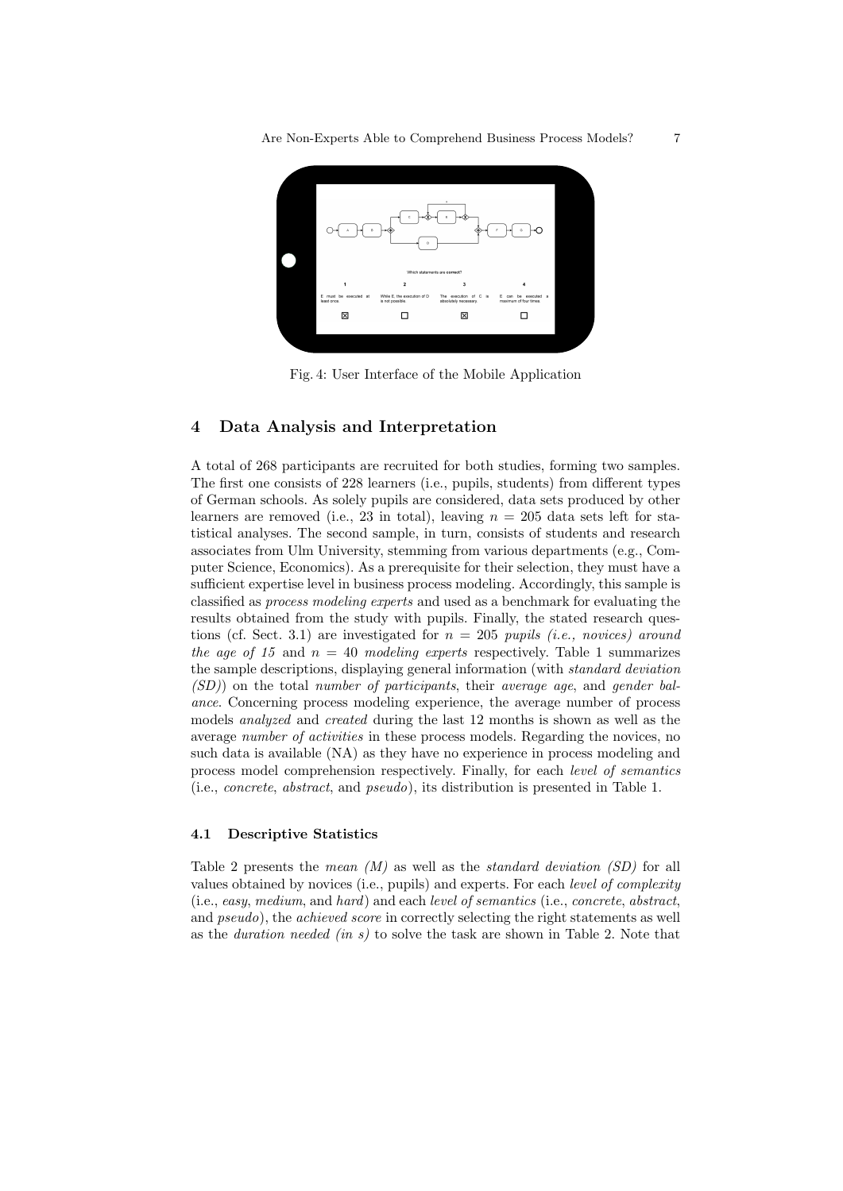Fig. 4: User Interface of the Mobile Application

## 4 Data Analysis and Interpretation

A total of 268 participants are recruited for both studies, forming two samples. The first one consists of 228 learners (i.e., pupils, students) from different types of German schools. As solely pupils are considered, data sets produced by other learners are removed (i.e., 23 in total), leaving $n = 205$ data sets left for statistical analyses. The second sample, in turn, consists of students and research associates from Ulm University, stemming from various departments (e.g., Computer Science, Economics). As a prerequisite for their selection, they must have a sufficient expertise level in business process modeling. Accordingly, this sample is classified as *process modeling experts* and used as a benchmark for evaluating the results obtained from the study with pupils. Finally, the stated research questions (cf. Sect. 3.1) are investigated for $n = 205$ *pupils (i.e., novices) around the age of 15* and $n = 40$ *modeling experts* respectively. Table 1 summarizes the sample descriptions, displaying general information (with *standard deviation (SD)*) on the total *number of participants*, their *average age*, and *gender balance*. Concerning process modeling experience, the average number of process models *analyzed* and *created* during the last 12 months is shown as well as the average *number of activities* in these process models. Regarding the novices, no such data is available (NA) as they have no experience in process modeling and process model comprehension respectively. Finally, for each *level of semantics* (i.e., *concrete*, *abstract*, and *pseudo*), its distribution is presented in Table 1.

### 4.1 Descriptive Statistics

Table 2 presents the *mean (M)* as well as the *standard deviation (SD)* for all values obtained by novices (i.e., pupils) and experts. For each *level of complexity* (i.e., *easy*, *medium*, and *hard*) and each *level of semantics* (i.e., *concrete*, *abstract*, and *pseudo*), the *achieved score* in correctly selecting the right statements as well as the *duration needed (in s)* to solve the task are shown in Table 2. Note that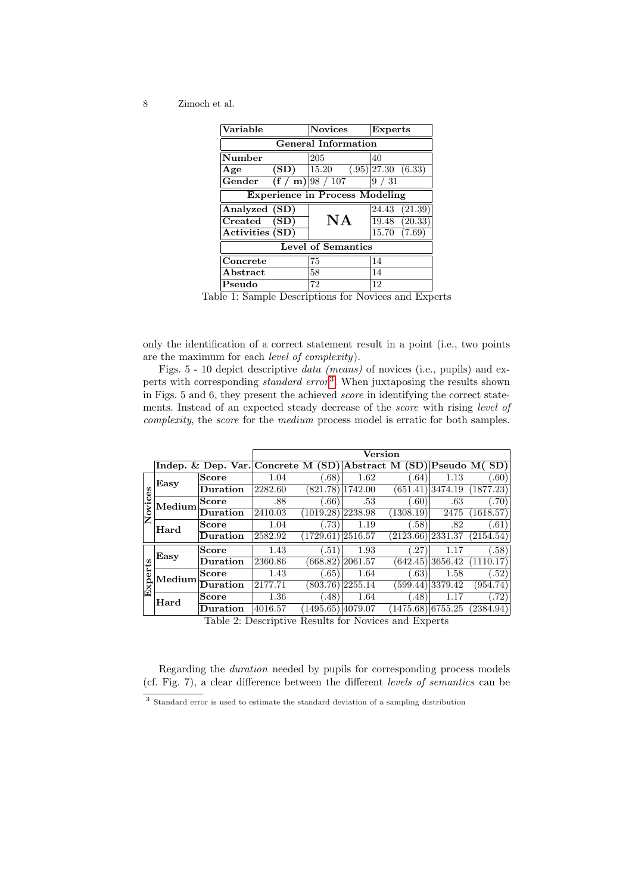| Variable | Novices | Experts |
|---|---|---|
| **General Information** | | |
| **Number** | 205 | 40 |
| **Age (SD)** | 15.20 (.95) | 27.30 (6.33) |
| **Gender (f / m)** | 98 / 107 | 9 / 31 |
| **Experience in Process Modeling** | | |
| **Analyzed (SD)** | **NA** | 24.43 (21.39) |
| **Created (SD)** | | 19.48 (20.33) |
| **Activities (SD)** | | 15.70 (7.69) |
| **Level of Semantics** | | |
| **Concrete** | 75 | 14 |
| **Abstract** | 58 | 14 |
| **Pseudo** | 72 | 12 |

Table 1: Sample Descriptions for Novices and Experts

only the identification of a correct statement result in a point (i.e., two points are the maximum for each *level of complexity*).

Figs. 5 - 10 depict descriptive *data (means)* of novices (i.e., pupils) and experts with corresponding *standard error*[3]. When juxtaposing the results shown in Figs. 5 and 6, they present the achieved *score* in identifying the correct statements. Instead of an expected steady decrease of the *score* with rising *level of complexity*, the *score* for the *medium* process model is erratic for both samples.

| | Indep. & Dep. Var. | | Version Concrete M | (SD) | Abstract M | (SD) | Pseudo M | (SD) |
|---|---|---|---|---|---|---|---|---|
| **Novices** | **Easy** | **Score** | 1.04 | (.68) | 1.62 | (.64) | 1.13 | (.60) |
| | | **Duration** | 2282.60 | (821.78) | 1742.00 | (651.41) | 3474.19 | (1877.23) |
| | **Medium** | **Score** | .88 | (.66) | .53 | (.60) | .63 | (.70) |
| | | **Duration** | 2410.03 | (1019.28) | 2238.98 | (1308.19) | 2475 | (1618.57) |
| | **Hard** | **Score** | 1.04 | (.73) | 1.19 | (.58) | .82 | (.61) |
| | | **Duration** | 2582.92 | (1729.61) | 2516.57 | (2123.66) | 2331.37 | (2154.54) |
| **Experts** | **Easy** | **Score** | 1.43 | (.51) | 1.93 | (.27) | 1.17 | (.58) |
| | | **Duration** | 2360.86 | (668.82) | 2061.57 | (642.45) | 3656.42 | (1110.17) |
| | **Medium** | **Score** | 1.43 | (.65) | 1.64 | (.63) | 1.58 | (.52) |
| | | **Duration** | 2177.71 | (803.76) | 2255.14 | (599.44) | 3379.42 | (954.74) |
| | **Hard** | **Score** | 1.36 | (.48) | 1.64 | (.48) | 1.17 | (.72) |
| | | **Duration** | 4016.57 | (1495.65) | 4079.07 | (1475.68) | 6755.25 | (2384.94) |

Table 2: Descriptive Results for Novices and Experts

Regarding the *duration* needed by pupils for corresponding process models (cf. Fig. 7), a clear difference between the different *levels of semantics* can be

[3] Standard error is used to estimate the standard deviation of a sampling distribution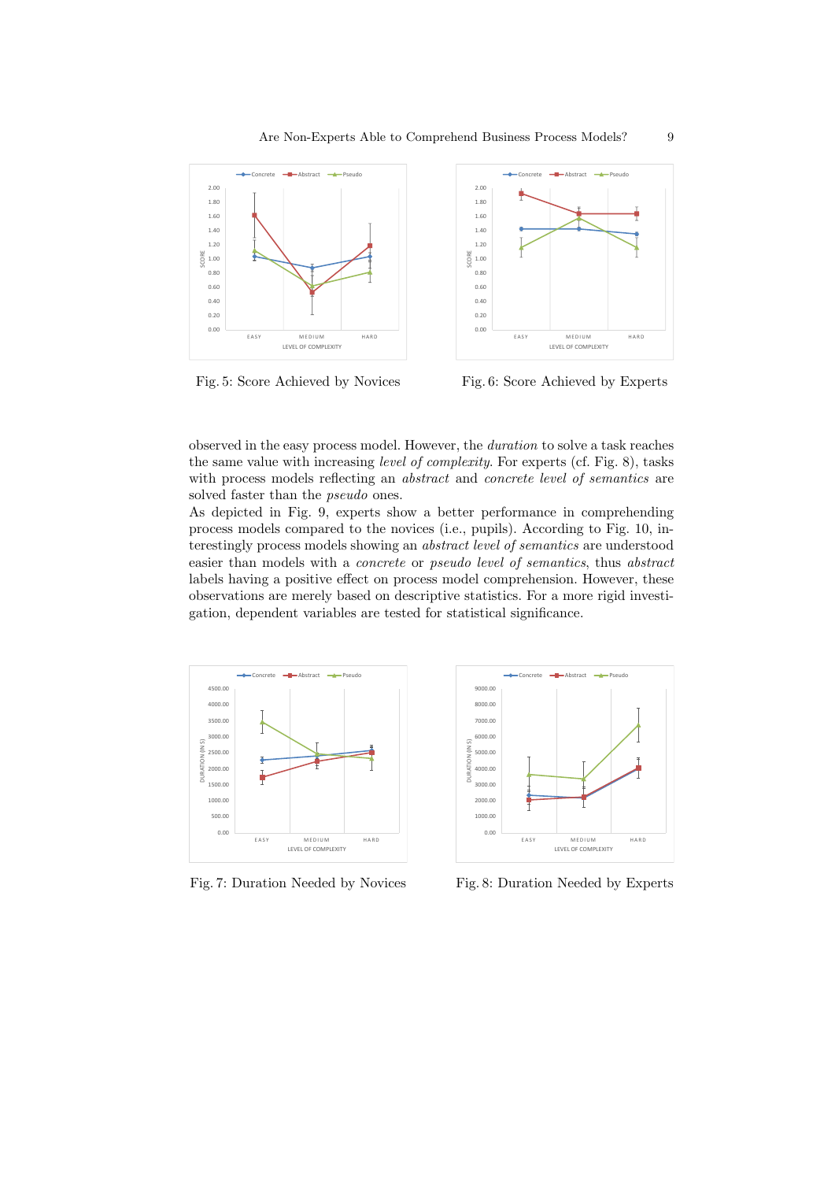Fig. 5: Score Achieved by Novices

Fig. 6: Score Achieved by Experts

observed in the easy process model. However, the *duration* to solve a task reaches the same value with increasing *level of complexity*. For experts (cf. Fig. 8), tasks with process models reflecting an *abstract* and *concrete level of semantics* are solved faster than the *pseudo* ones.

As depicted in Fig. 9, experts show a better performance in comprehending process models compared to the novices (i.e., pupils). According to Fig. 10, interestingly process models showing an *abstract level of semantics* are understood easier than models with a *concrete* or *pseudo level of semantics*, thus *abstract* labels having a positive effect on process model comprehension. However, these observations are merely based on descriptive statistics. For a more rigid investigation, dependent variables are tested for statistical significance.

Fig. 7: Duration Needed by Novices

Fig. 8: Duration Needed by Experts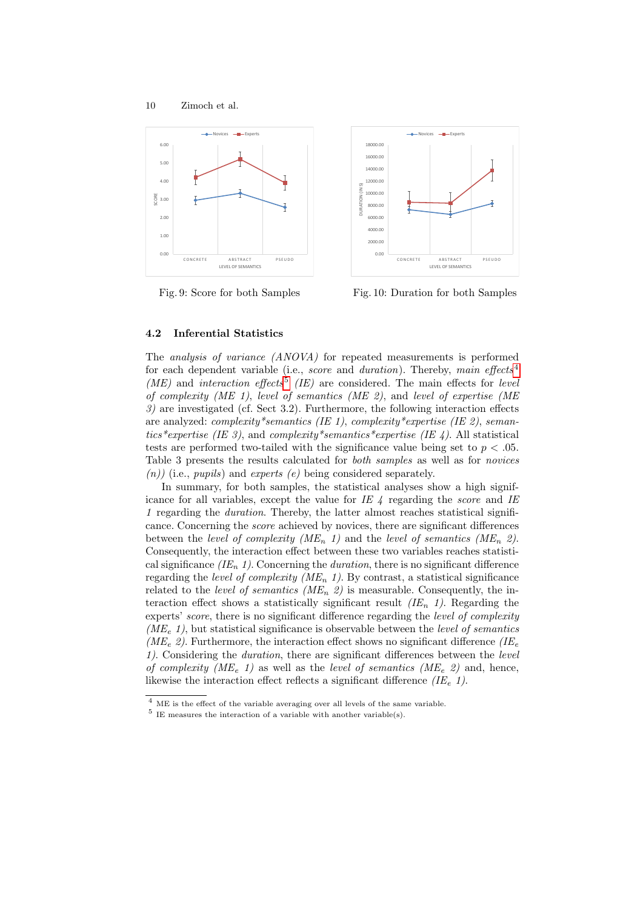Fig. 9: Score for both Samples

Fig. 10: Duration for both Samples

### 4.2 Inferential Statistics

The *analysis of variance (ANOVA)* for repeated measurements is performed for each dependent variable (i.e., *score* and *duration*). Thereby, *main effects*[4] *(ME)* and *interaction effects*[5] *(IE)* are considered. The main effects for *level of complexity (ME 1)*, *level of semantics (ME 2)*, and *level of expertise (ME 3)* are investigated (cf. Sect 3.2). Furthermore, the following interaction effects are analyzed: *complexity*semantics (IE 1)*, *complexity*expertise (IE 2)*, *semantics*expertise (IE 3)*, and *complexity*semantics*expertise (IE 4)*. All statistical tests are performed two-tailed with the significance value being set to $p < .05$. Table 3 presents the results calculated for *both samples* as well as for *novices (n))* (i.e., *pupils*) and *experts (e)* being considered separately.

In summary, for both samples, the statistical analyses show a high significance for all variables, except the value for *IE 4* regarding the *score* and *IE 1* regarding the *duration*. Thereby, the latter almost reaches statistical significance. Concerning the *score* achieved by novices, there are significant differences between the *level of complexity ($ME_n$ 1)* and the *level of semantics ($ME_n$ 2)*. Consequently, the interaction effect between these two variables reaches statistical significance *($IE_n$ 1)*. Concerning the *duration*, there is no significant difference regarding the *level of complexity ($ME_n$ 1)*. By contrast, a statistical significance related to the *level of semantics ($ME_n$ 2)* is measurable. Consequently, the interaction effect shows a statistically significant result *($IE_n$ 1)*. Regarding the experts' *score*, there is no significant difference regarding the *level of complexity ($ME_e$ 1)*, but statistical significance is observable between the *level of semantics ($ME_e$ 2)*. Furthermore, the interaction effect shows no significant difference *($IE_e$ 1)*. Considering the *duration*, there are significant differences between the *level of complexity ($ME_e$ 1)* as well as the *level of semantics ($ME_e$ 2)* and, hence, likewise the interaction effect reflects a significant difference *($IE_e$ 1)*.

---

[4] ME is the effect of the variable averaging over all levels of the same variable.

[5] IE measures the interaction of a variable with another variable(s).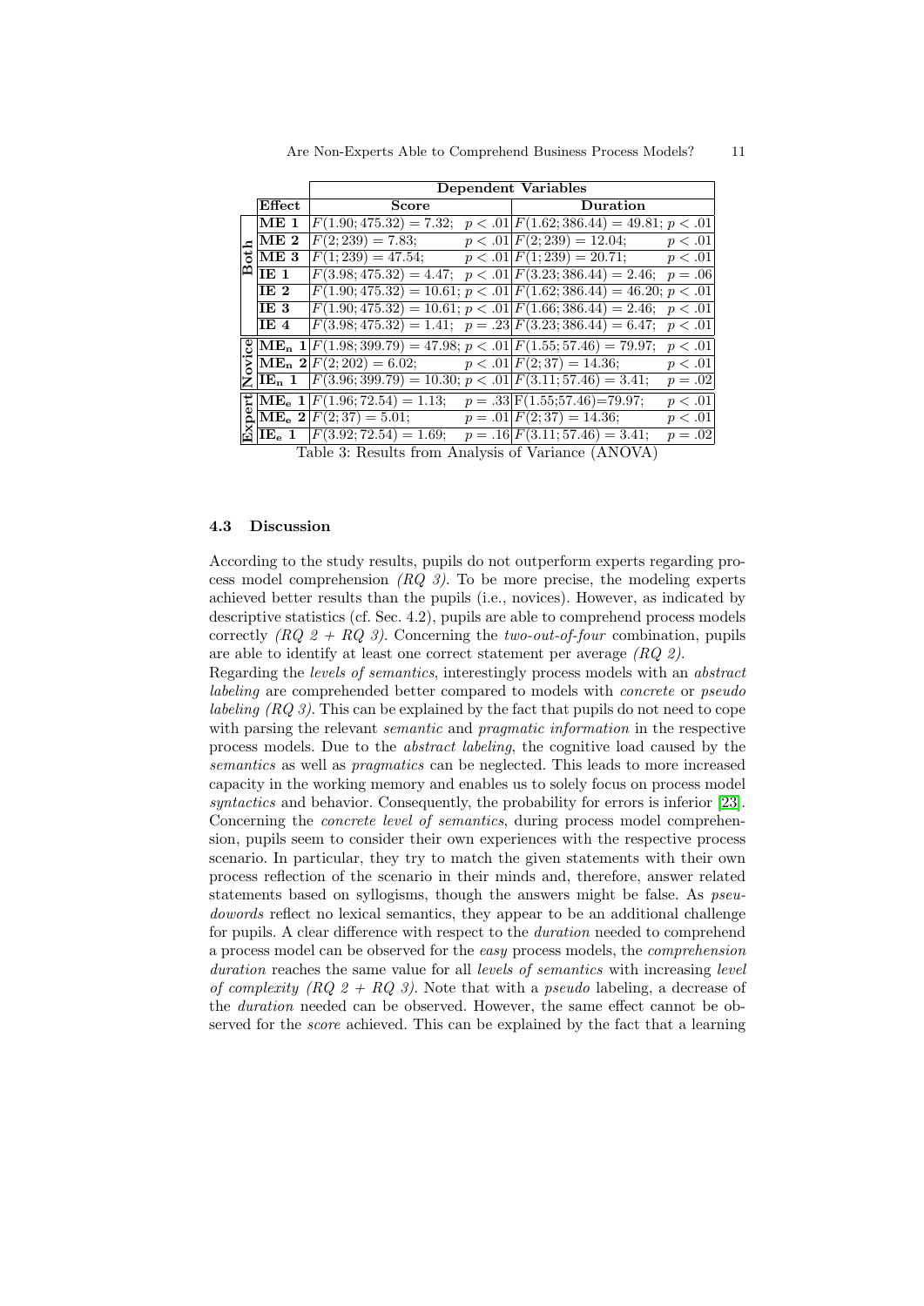| | | Dependent Variables | |
|---|---|---|---|
| | **Effect** | **Score** | **Duration** |
| **Both** | **ME 1** | $F(1.90; 475.32) = 7.32;$ $p < .01$ | $F(1.62; 386.44) = 49.81;$ $p < .01$ |
| | **ME 2** | $F(2; 239) = 7.83;$ $p < .01$ | $F(2; 239) = 12.04;$ $p < .01$ |
| | **ME 3** | $F(1; 239) = 47.54;$ $p < .01$ | $F(1; 239) = 20.71;$ $p < .01$ |
| | **IE 1** | $F(3.98; 475.32) = 4.47;$ $p < .01$ | $F(3.23; 386.44) = 2.46;$ $p = .06$ |
| | **IE 2** | $F(1.90; 475.32) = 10.61;$ $p < .01$ | $F(1.62; 386.44) = 46.20;$ $p < .01$ |
| | **IE 3** | $F(1.90; 475.32) = 10.61;$ $p < .01$ | $F(1.66; 386.44) = 2.46;$ $p < .01$ |
| | **IE 4** | $F(3.98; 475.32) = 1.41;$ $p = .23$ | $F(3.23; 386.44) = 6.47;$ $p < .01$ |
| **Novice** | $\mathbf{ME_n}$ **1** | $F(1.98; 399.79) = 47.98;$ $p < .01$ | $F(1.55; 57.46) = 79.97;$ $p < .01$ |
| | $\mathbf{ME_n}$ **2** | $F(2; 202) = 6.02;$ $p < .01$ | $F(2; 37) = 14.36;$ $p < .01$ |
| | $\mathbf{IE_n}$ **1** | $F(3.96; 399.79) = 10.30;$ $p < .01$ | $F(3.11; 57.46) = 3.41;$ $p = .02$ |
| **Expert** | $\mathbf{ME_e}$ **1** | $F(1.96; 72.54) = 1.13;$ $p = .33$ | $F(1.55; 57.46) = 79.97;$ $p < .01$ |
| | $\mathbf{ME_e}$ **2** | $F(2; 37) = 5.01;$ $p = .01$ | $F(2; 37) = 14.36;$ $p < .01$ |
| | $\mathbf{IE_e}$ **1** | $F(3.92; 72.54) = 1.69;$ $p = .16$ | $F(3.11; 57.46) = 3.41;$ $p = .02$ |

Table 3: Results from Analysis of Variance (ANOVA)

### 4.3 Discussion

According to the study results, pupils do not outperform experts regarding process model comprehension *(RQ 3)*. To be more precise, the modeling experts achieved better results than the pupils (i.e., novices). However, as indicated by descriptive statistics (cf. Sec. 4.2), pupils are able to comprehend process models correctly *(RQ 2 + RQ 3)*. Concerning the *two-out-of-four* combination, pupils are able to identify at least one correct statement per average *(RQ 2)*.

Regarding the *levels of semantics*, interestingly process models with an *abstract labeling* are comprehended better compared to models with *concrete* or *pseudo labeling (RQ 3)*. This can be explained by the fact that pupils do not need to cope with parsing the relevant *semantic* and *pragmatic information* in the respective process models. Due to the *abstract labeling*, the cognitive load caused by the *semantics* as well as *pragmatics* can be neglected. This leads to more increased capacity in the working memory and enables us to solely focus on process model *syntactics* and behavior. Consequently, the probability for errors is inferior [23]. Concerning the *concrete level of semantics*, during process model comprehension, pupils seem to consider their own experiences with the respective process scenario. In particular, they try to match the given statements with their own process reflection of the scenario in their minds and, therefore, answer related statements based on syllogisms, though the answers might be false. As *pseudowords* reflect no lexical semantics, they appear to be an additional challenge for pupils. A clear difference with respect to the *duration* needed to comprehend a process model can be observed for the *easy* process models, the *comprehension duration* reaches the same value for all *levels of semantics* with increasing *level of complexity (RQ 2 + RQ 3)*. Note that with a *pseudo* labeling, a decrease of the *duration* needed can be observed. However, the same effect cannot be observed for the *score* achieved. This can be explained by the fact that a learning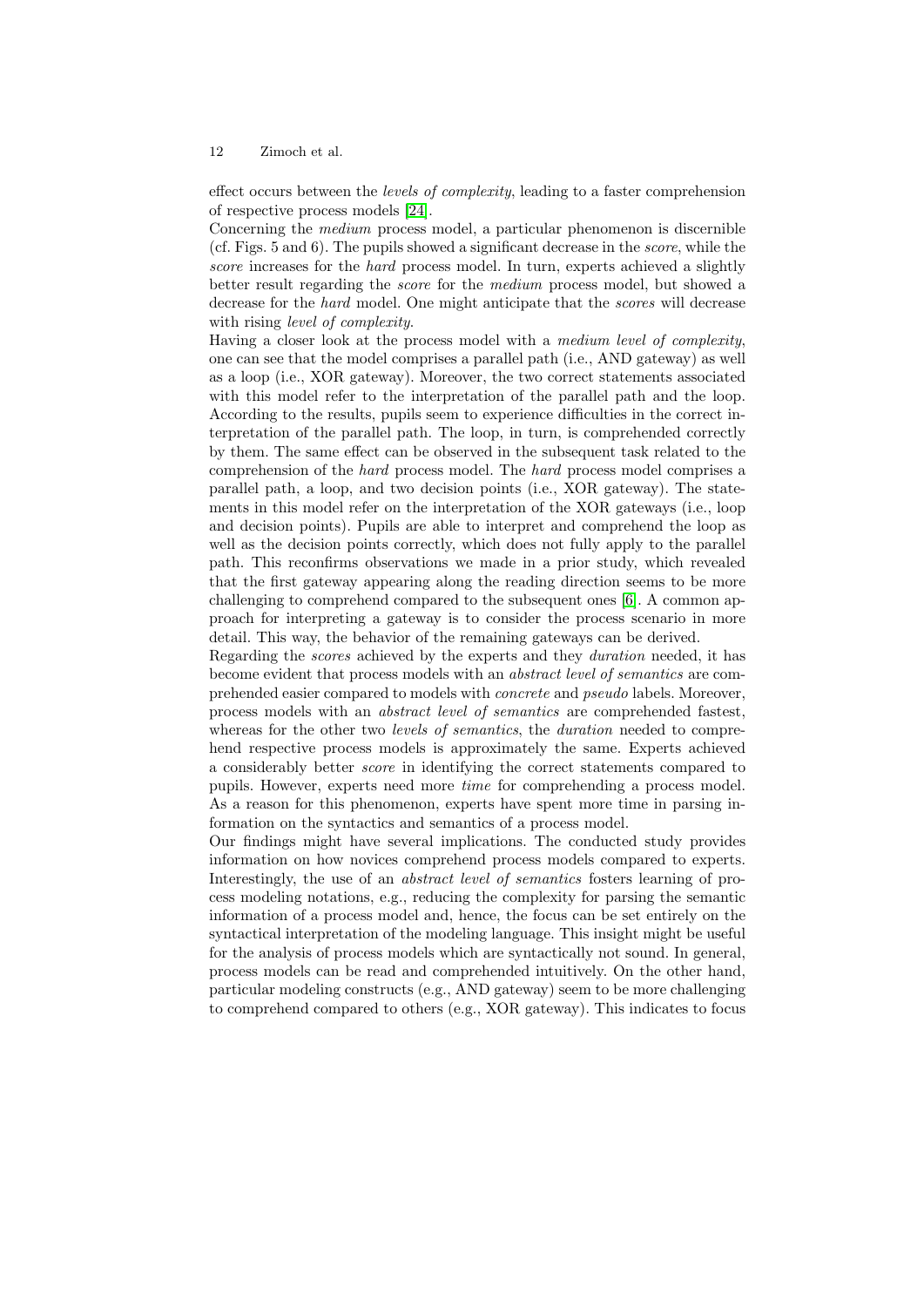effect occurs between the *levels of complexity*, leading to a faster comprehension of respective process models [24].

Concerning the *medium* process model, a particular phenomenon is discernible (cf. Figs. 5 and 6). The pupils showed a significant decrease in the *score*, while the *score* increases for the *hard* process model. In turn, experts achieved a slightly better result regarding the *score* for the *medium* process model, but showed a decrease for the *hard* model. One might anticipate that the *scores* will decrease with rising *level of complexity*.

Having a closer look at the process model with a *medium level of complexity*, one can see that the model comprises a parallel path (i.e., AND gateway) as well as a loop (i.e., XOR gateway). Moreover, the two correct statements associated with this model refer to the interpretation of the parallel path and the loop. According to the results, pupils seem to experience difficulties in the correct interpretation of the parallel path. The loop, in turn, is comprehended correctly by them. The same effect can be observed in the subsequent task related to the comprehension of the *hard* process model. The *hard* process model comprises a parallel path, a loop, and two decision points (i.e., XOR gateway). The statements in this model refer on the interpretation of the XOR gateways (i.e., loop and decision points). Pupils are able to interpret and comprehend the loop as well as the decision points correctly, which does not fully apply to the parallel path. This reconfirms observations we made in a prior study, which revealed that the first gateway appearing along the reading direction seems to be more challenging to comprehend compared to the subsequent ones [6]. A common approach for interpreting a gateway is to consider the process scenario in more detail. This way, the behavior of the remaining gateways can be derived.

Regarding the *scores* achieved by the experts and they *duration* needed, it has become evident that process models with an *abstract level of semantics* are comprehended easier compared to models with *concrete* and *pseudo* labels. Moreover, process models with an *abstract level of semantics* are comprehended fastest, whereas for the other two *levels of semantics*, the *duration* needed to comprehend respective process models is approximately the same. Experts achieved a considerably better *score* in identifying the correct statements compared to pupils. However, experts need more *time* for comprehending a process model. As a reason for this phenomenon, experts have spent more time in parsing information on the syntactics and semantics of a process model.

Our findings might have several implications. The conducted study provides information on how novices comprehend process models compared to experts. Interestingly, the use of an *abstract level of semantics* fosters learning of process modeling notations, e.g., reducing the complexity for parsing the semantic information of a process model and, hence, the focus can be set entirely on the syntactical interpretation of the modeling language. This insight might be useful for the analysis of process models which are syntactically not sound. In general, process models can be read and comprehended intuitively. On the other hand, particular modeling constructs (e.g., AND gateway) seem to be more challenging to comprehend compared to others (e.g., XOR gateway). This indicates to focus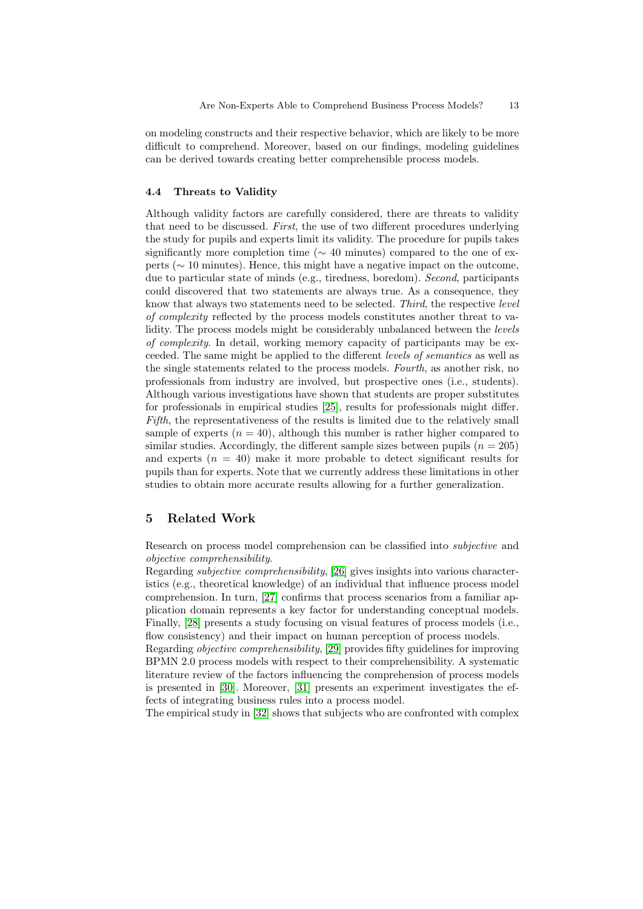on modeling constructs and their respective behavior, which are likely to be more difficult to comprehend. Moreover, based on our findings, modeling guidelines can be derived towards creating better comprehensible process models.

### 4.4 Threats to Validity

Although validity factors are carefully considered, there are threats to validity that need to be discussed. *First*, the use of two different procedures underlying the study for pupils and experts limit its validity. The procedure for pupils takes significantly more completion time ($\sim$ 40 minutes) compared to the one of experts ($\sim$ 10 minutes). Hence, this might have a negative impact on the outcome, due to particular state of minds (e.g., tiredness, boredom). *Second*, participants could discovered that two statements are always true. As a consequence, they know that always two statements need to be selected. *Third*, the respective *level of complexity* reflected by the process models constitutes another threat to validity. The process models might be considerably unbalanced between the *levels of complexity*. In detail, working memory capacity of participants may be exceeded. The same might be applied to the different *levels of semantics* as well as the single statements related to the process models. *Fourth*, as another risk, no professionals from industry are involved, but prospective ones (i.e., students). Although various investigations have shown that students are proper substitutes for professionals in empirical studies [25], results for professionals might differ. *Fifth*, the representativeness of the results is limited due to the relatively small sample of experts ($n = 40$), although this number is rather higher compared to similar studies. Accordingly, the different sample sizes between pupils ($n = 205$) and experts ($n = 40$) make it more probable to detect significant results for pupils than for experts. Note that we currently address these limitations in other studies to obtain more accurate results allowing for a further generalization.

## 5 Related Work

Research on process model comprehension can be classified into *subjective* and *objective comprehensibility*.

Regarding *subjective comprehensibility*, [26] gives insights into various characteristics (e.g., theoretical knowledge) of an individual that influence process model comprehension. In turn, [27] confirms that process scenarios from a familiar application domain represents a key factor for understanding conceptual models. Finally, [28] presents a study focusing on visual features of process models (i.e., flow consistency) and their impact on human perception of process models.

Regarding *objective comprehensibility*, [29] provides fifty guidelines for improving BPMN 2.0 process models with respect to their comprehensibility. A systematic literature review of the factors influencing the comprehension of process models is presented in [30]. Moreover, [31] presents an experiment investigates the effects of integrating business rules into a process model.

The empirical study in [32] shows that subjects who are confronted with complex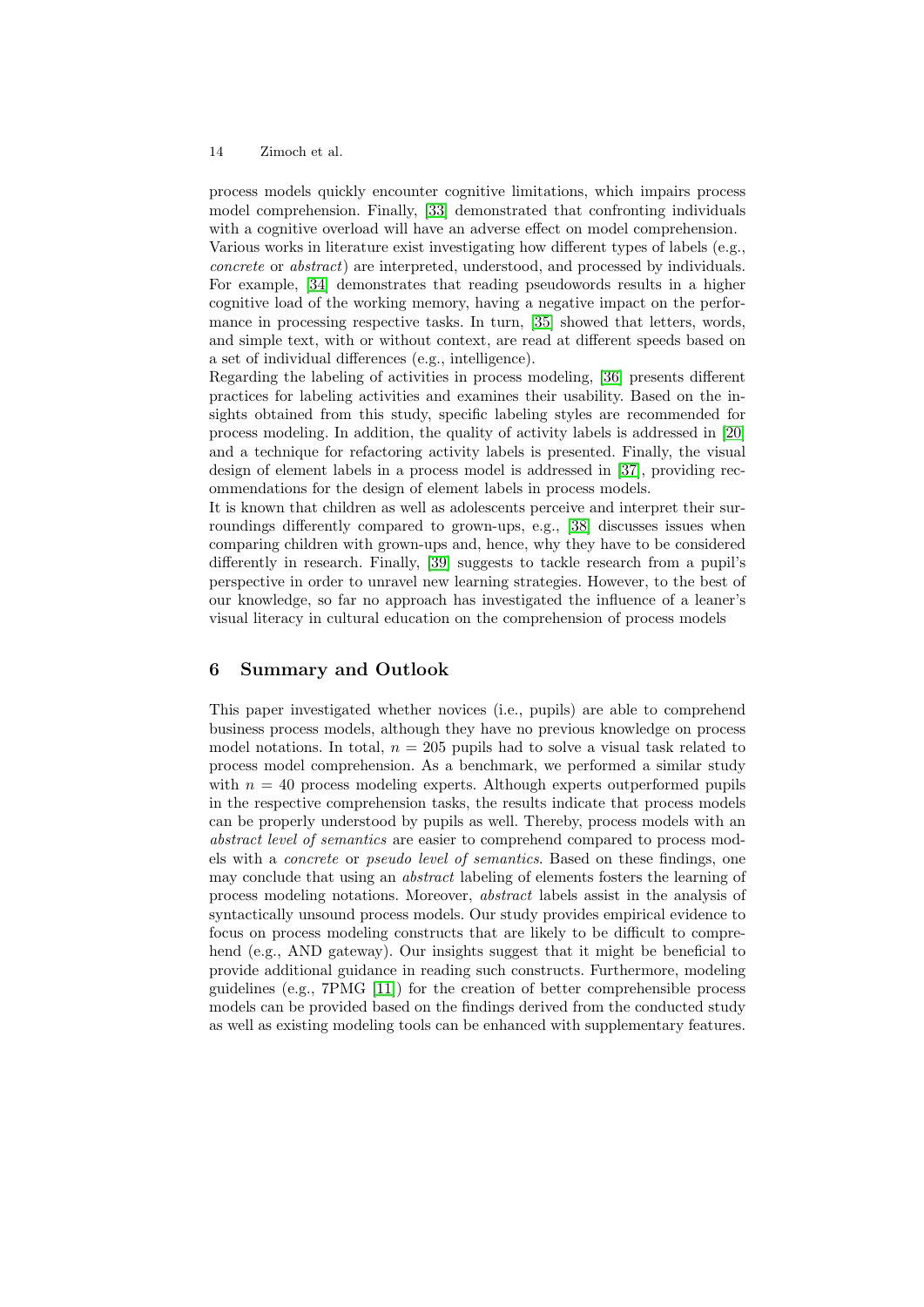process models quickly encounter cognitive limitations, which impairs process model comprehension. Finally, [33] demonstrated that confronting individuals with a cognitive overload will have an adverse effect on model comprehension.

Various works in literature exist investigating how different types of labels (e.g., *concrete* or *abstract*) are interpreted, understood, and processed by individuals. For example, [34] demonstrates that reading pseudowords results in a higher cognitive load of the working memory, having a negative impact on the performance in processing respective tasks. In turn, [35] showed that letters, words, and simple text, with or without context, are read at different speeds based on a set of individual differences (e.g., intelligence).

Regarding the labeling of activities in process modeling, [36] presents different practices for labeling activities and examines their usability. Based on the insights obtained from this study, specific labeling styles are recommended for process modeling. In addition, the quality of activity labels is addressed in [20] and a technique for refactoring activity labels is presented. Finally, the visual design of element labels in a process model is addressed in [37], providing recommendations for the design of element labels in process models.

It is known that children as well as adolescents perceive and interpret their surroundings differently compared to grown-ups, e.g., [38] discusses issues when comparing children with grown-ups and, hence, why they have to be considered differently in research. Finally, [39] suggests to tackle research from a pupil's perspective in order to unravel new learning strategies. However, to the best of our knowledge, so far no approach has investigated the influence of a leaner's visual literacy in cultural education on the comprehension of process models

## 6 Summary and Outlook

This paper investigated whether novices (i.e., pupils) are able to comprehend business process models, although they have no previous knowledge on process model notations. In total, $n = 205$ pupils had to solve a visual task related to process model comprehension. As a benchmark, we performed a similar study with $n = 40$ process modeling experts. Although experts outperformed pupils in the respective comprehension tasks, the results indicate that process models can be properly understood by pupils as well. Thereby, process models with an *abstract level of semantics* are easier to comprehend compared to process models with a *concrete* or *pseudo level of semantics*. Based on these findings, one may conclude that using an *abstract* labeling of elements fosters the learning of process modeling notations. Moreover, *abstract* labels assist in the analysis of syntactically unsound process models. Our study provides empirical evidence to focus on process modeling constructs that are likely to be difficult to comprehend (e.g., AND gateway). Our insights suggest that it might be beneficial to provide additional guidance in reading such constructs. Furthermore, modeling guidelines (e.g., 7PMG [11]) for the creation of better comprehensible process models can be provided based on the findings derived from the conducted study as well as existing modeling tools can be enhanced with supplementary features.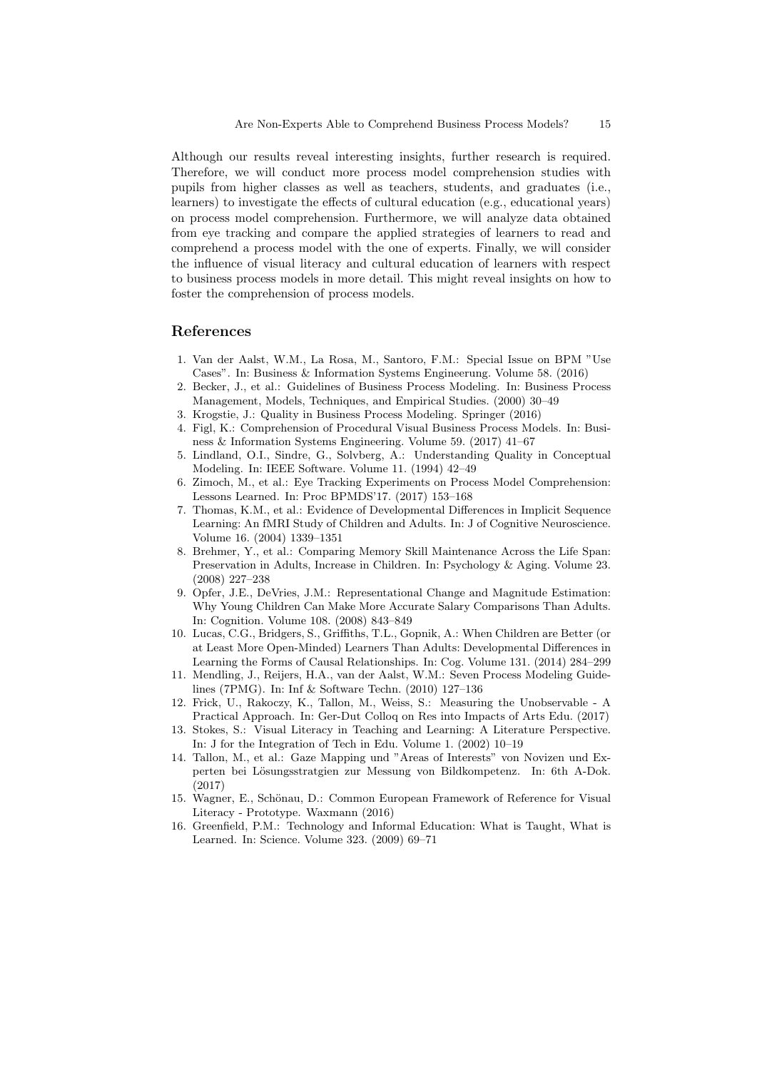Although our results reveal interesting insights, further research is required. Therefore, we will conduct more process model comprehension studies with pupils from higher classes as well as teachers, students, and graduates (i.e., learners) to investigate the effects of cultural education (e.g., educational years) on process model comprehension. Furthermore, we will analyze data obtained from eye tracking and compare the applied strategies of learners to read and comprehend a process model with the one of experts. Finally, we will consider the influence of visual literacy and cultural education of learners with respect to business process models in more detail. This might reveal insights on how to foster the comprehension of process models.

## References

1. Van der Aalst, W.M., La Rosa, M., Santoro, F.M.: Special Issue on BPM "Use Cases". In: Business & Information Systems Engineerung. Volume 58. (2016)
2. Becker, J., et al.: Guidelines of Business Process Modeling. In: Business Process Management, Models, Techniques, and Empirical Studies. (2000) 30–49
3. Krogstie, J.: Quality in Business Process Modeling. Springer (2016)
4. Figl, K.: Comprehension of Procedural Visual Business Process Models. In: Business & Information Systems Engineering. Volume 59. (2017) 41–67
5. Lindland, O.I., Sindre, G., Solvberg, A.: Understanding Quality in Conceptual Modeling. In: IEEE Software. Volume 11. (1994) 42–49
6. Zimoch, M., et al.: Eye Tracking Experiments on Process Model Comprehension: Lessons Learned. In: Proc BPMDS'17. (2017) 153–168
7. Thomas, K.M., et al.: Evidence of Developmental Differences in Implicit Sequence Learning: An fMRI Study of Children and Adults. In: J of Cognitive Neuroscience. Volume 16. (2004) 1339–1351
8. Brehmer, Y., et al.: Comparing Memory Skill Maintenance Across the Life Span: Preservation in Adults, Increase in Children. In: Psychology & Aging. Volume 23. (2008) 227–238
9. Opfer, J.E., DeVries, J.M.: Representational Change and Magnitude Estimation: Why Young Children Can Make More Accurate Salary Comparisons Than Adults. In: Cognition. Volume 108. (2008) 843–849
10. Lucas, C.G., Bridgers, S., Griffiths, T.L., Gopnik, A.: When Children are Better (or at Least More Open-Minded) Learners Than Adults: Developmental Differences in Learning the Forms of Causal Relationships. In: Cog. Volume 131. (2014) 284–299
11. Mendling, J., Reijers, H.A., van der Aalst, W.M.: Seven Process Modeling Guidelines (7PMG). In: Inf & Software Techn. (2010) 127–136
12. Frick, U., Rakoczy, K., Tallon, M., Weiss, S.: Measuring the Unobservable - A Practical Approach. In: Ger-Dut Colloq on Res into Impacts of Arts Edu. (2017)
13. Stokes, S.: Visual Literacy in Teaching and Learning: A Literature Perspective. In: J for the Integration of Tech in Edu. Volume 1. (2002) 10–19
14. Tallon, M., et al.: Gaze Mapping und "Areas of Interests" von Novizen und Experten bei Lösungsstratgien zur Messung von Bildkompetenz. In: 6th A-Dok. (2017)
15. Wagner, E., Schönau, D.: Common European Framework of Reference for Visual Literacy - Prototype. Waxmann (2016)
16. Greenfield, P.M.: Technology and Informal Education: What is Taught, What is Learned. In: Science. Volume 323. (2009) 69–71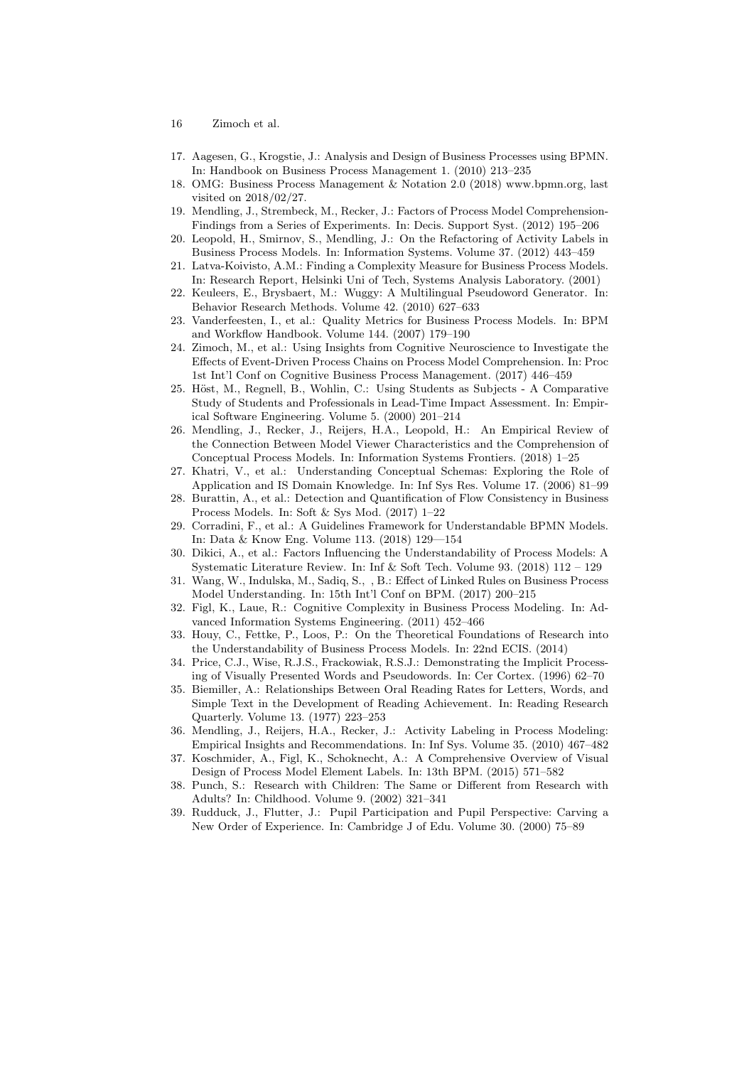17. Aagesen, G., Krogstie, J.: Analysis and Design of Business Processes using BPMN. In: Handbook on Business Process Management 1. (2010) 213–235
18. OMG: Business Process Management & Notation 2.0 (2018) www.bpmn.org, last visited on 2018/02/27.
19. Mendling, J., Strembeck, M., Recker, J.: Factors of Process Model Comprehension-Findings from a Series of Experiments. In: Decis. Support Syst. (2012) 195–206
20. Leopold, H., Smirnov, S., Mendling, J.: On the Refactoring of Activity Labels in Business Process Models. In: Information Systems. Volume 37. (2012) 443–459
21. Latva-Koivisto, A.M.: Finding a Complexity Measure for Business Process Models. In: Research Report, Helsinki Uni of Tech, Systems Analysis Laboratory. (2001)
22. Keuleers, E., Brysbaert, M.: Wuggy: A Multilingual Pseudoword Generator. In: Behavior Research Methods. Volume 42. (2010) 627–633
23. Vanderfeesten, I., et al.: Quality Metrics for Business Process Models. In: BPM and Workflow Handbook. Volume 144. (2007) 179–190
24. Zimoch, M., et al.: Using Insights from Cognitive Neuroscience to Investigate the Effects of Event-Driven Process Chains on Process Model Comprehension. In: Proc 1st Int'l Conf on Cognitive Business Process Management. (2017) 446–459
25. Höst, M., Regnell, B., Wohlin, C.: Using Students as Subjects - A Comparative Study of Students and Professionals in Lead-Time Impact Assessment. In: Empirical Software Engineering. Volume 5. (2000) 201–214
26. Mendling, J., Recker, J., Reijers, H.A., Leopold, H.: An Empirical Review of the Connection Between Model Viewer Characteristics and the Comprehension of Conceptual Process Models. In: Information Systems Frontiers. (2018) 1–25
27. Khatri, V., et al.: Understanding Conceptual Schemas: Exploring the Role of Application and IS Domain Knowledge. In: Inf Sys Res. Volume 17. (2006) 81–99
28. Burattin, A., et al.: Detection and Quantification of Flow Consistency in Business Process Models. In: Soft & Sys Mod. (2017) 1–22
29. Corradini, F., et al.: A Guidelines Framework for Understandable BPMN Models. In: Data & Know Eng. Volume 113. (2018) 129—154
30. Dikici, A., et al.: Factors Influencing the Understandability of Process Models: A Systematic Literature Review. In: Inf & Soft Tech. Volume 93. (2018) 112 – 129
31. Wang, W., Indulska, M., Sadiq, S., , B.: Effect of Linked Rules on Business Process Model Understanding. In: 15th Int'l Conf on BPM. (2017) 200–215
32. Figl, K., Laue, R.: Cognitive Complexity in Business Process Modeling. In: Advanced Information Systems Engineering. (2011) 452–466
33. Houy, C., Fettke, P., Loos, P.: On the Theoretical Foundations of Research into the Understandability of Business Process Models. In: 22nd ECIS. (2014)
34. Price, C.J., Wise, R.J.S., Frackowiak, R.S.J.: Demonstrating the Implicit Processing of Visually Presented Words and Pseudowords. In: Cer Cortex. (1996) 62–70
35. Biemiller, A.: Relationships Between Oral Reading Rates for Letters, Words, and Simple Text in the Development of Reading Achievement. In: Reading Research Quarterly. Volume 13. (1977) 223–253
36. Mendling, J., Reijers, H.A., Recker, J.: Activity Labeling in Process Modeling: Empirical Insights and Recommendations. In: Inf Sys. Volume 35. (2010) 467–482
37. Koschmider, A., Figl, K., Schoknecht, A.: A Comprehensive Overview of Visual Design of Process Model Element Labels. In: 13th BPM. (2015) 571–582
38. Punch, S.: Research with Children: The Same or Different from Research with Adults? In: Childhood. Volume 9. (2002) 321–341
39. Rudduck, J., Flutter, J.: Pupil Participation and Pupil Perspective: Carving a New Order of Experience. In: Cambridge J of Edu. Volume 30. (2000) 75–89